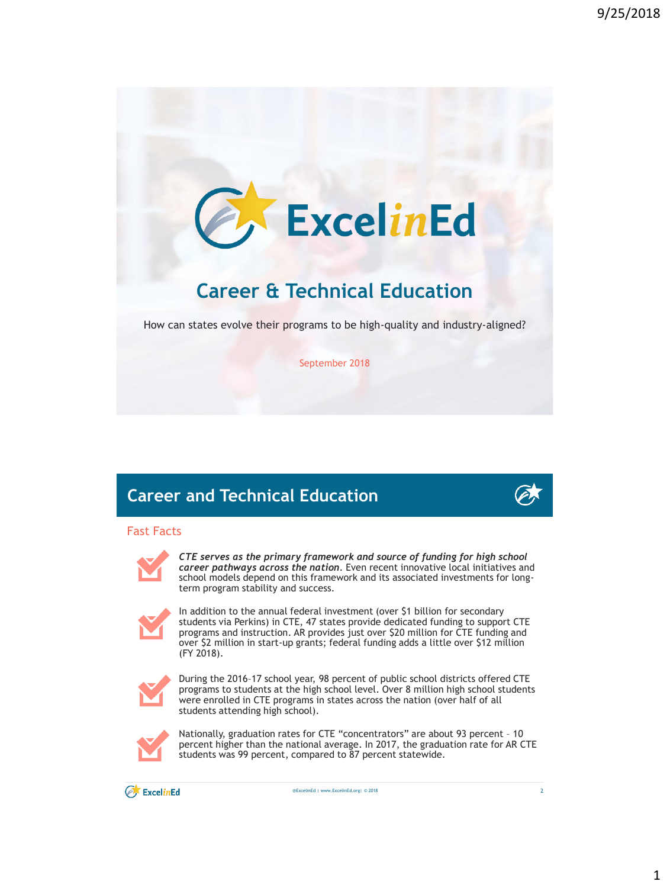# ExcelinEd

## Career & Technical Education

How can states evolve their programs to be high-quality and industry-aligned?

September 2018

## Career and Technical Education

### Fast Facts

- ***CTE serves as the primary framework and source of funding for high school career pathways across the nation***. Even recent innovative local initiatives and school models depend on this framework and its associated investments for long-term program stability and success.

- In addition to the annual federal investment (over $1 billion for secondary students via Perkins) in CTE, 47 states provide dedicated funding to support CTE programs and instruction. AR provides just over $20 million for CTE funding and over $2 million in start-up grants; federal funding adds a little over $12 million (FY 2018).

- During the 2016–17 school year, 98 percent of public school districts offered CTE programs to students at the high school level. Over 8 million high school students were enrolled in CTE programs in states across the nation (over half of all students attending high school).

- Nationally, graduation rates for CTE “concentrators” are about 93 percent – 10 percent higher than the national average. In 2017, the graduation rate for AR CTE students was 99 percent, compared to 87 percent statewide.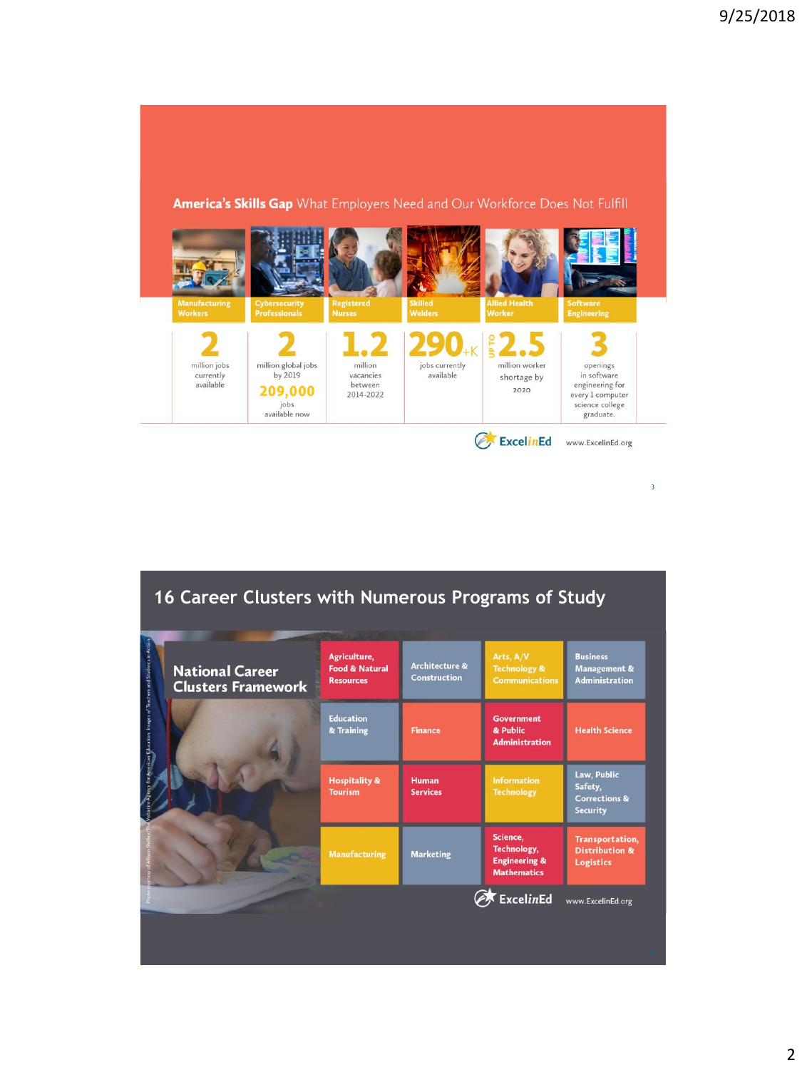## America's Skills Gap What Employers Need and Our Workforce Does Not Fulfill

| Manufacturing Workers | Cybersecurity Professionals | Registered Nurses | Skilled Welders | Allied Health Worker | Software Engineering |
|---|---|---|---|---|---|
| **2** million jobs currently available | **2** million global jobs by 2019 **209,000** jobs available now | **1.2** million vacancies between 2014-2022 | **290+K** jobs currently available | UP TO **2.5** million worker shortage by 2020 | **3** openings in software engineering for every 1 computer science college graduate. |

ExcelinEd www.ExcelinEd.org

## 16 Career Clusters with Numerous Programs of Study

### National Career Clusters Framework

| | | | |
|---|---|---|---|
| Agriculture, Food & Natural Resources | Architecture & Construction | Arts, A/V Technology & Communications | Business Management & Administration |
| Education & Training | Finance | Government & Public Administration | Health Science |
| Hospitality & Tourism | Human Services | Information Technology | Law, Public Safety, Corrections & Security |
| Manufacturing | Marketing | Science, Technology, Engineering & Mathematics | Transportation, Distribution & Logistics |

ExcelinEd www.ExcelinEd.org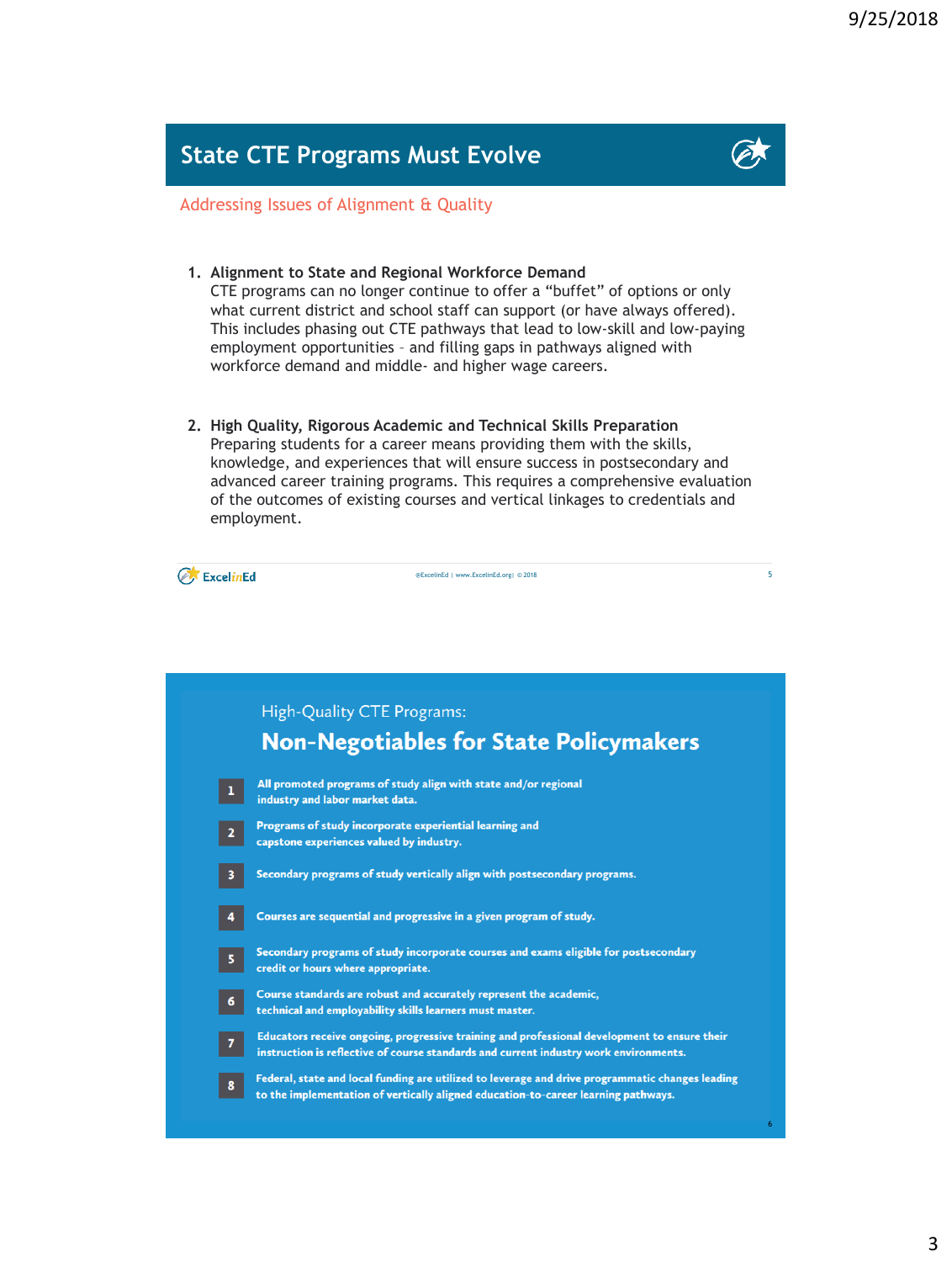## State CTE Programs Must Evolve

Addressing Issues of Alignment & Quality

1. **Alignment to State and Regional Workforce Demand**
   CTE programs can no longer continue to offer a "buffet" of options or only what current district and school staff can support (or have always offered). This includes phasing out CTE pathways that lead to low-skill and low-paying employment opportunities – and filling gaps in pathways aligned with workforce demand and middle- and higher wage careers.

2. **High Quality, Rigorous Academic and Technical Skills Preparation**
   Preparing students for a career means providing them with the skills, knowledge, and experiences that will ensure success in postsecondary and advanced career training programs. This requires a comprehensive evaluation of the outcomes of existing courses and vertical linkages to credentials and employment.

ExcelinEd

@ExcelinEd | www.ExcelinEd.org | © 2018

High-Quality CTE Programs:

## Non-Negotiables for State Policymakers

1. **All promoted programs of study align with state and/or regional industry and labor market data.**
2. **Programs of study incorporate experiential learning and capstone experiences valued by industry.**
3. **Secondary programs of study vertically align with postsecondary programs.**
4. **Courses are sequential and progressive in a given program of study.**
5. **Secondary programs of study incorporate courses and exams eligible for postsecondary credit or hours where appropriate.**
6. **Course standards are robust and accurately represent the academic, technical and employability skills learners must master.**
7. **Educators receive ongoing, progressive training and professional development to ensure their instruction is reflective of course standards and current industry work environments.**
8. **Federal, state and local funding are utilized to leverage and drive programmatic changes leading to the implementation of vertically aligned education-to-career learning pathways.**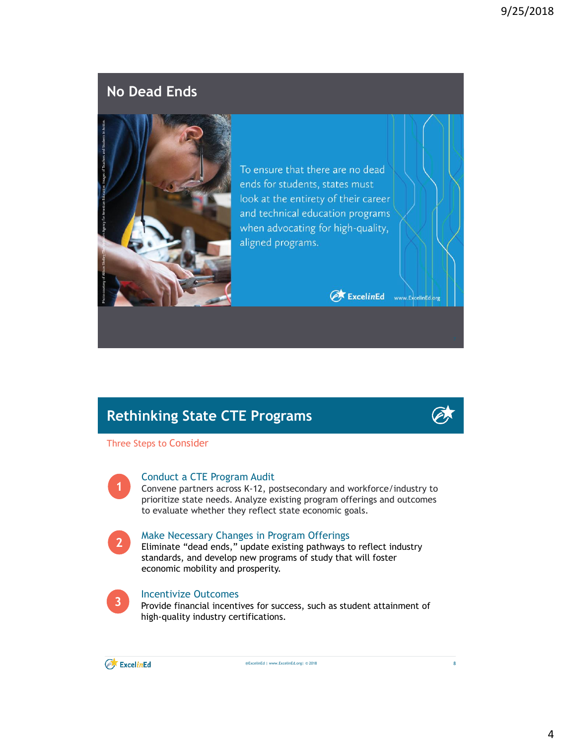## No Dead Ends

To ensure that there are no dead ends for students, states must look at the entirety of their career and technical education programs when advocating for high-quality, aligned programs.

## Rethinking State CTE Programs

Three Steps to Consider

1. **Conduct a CTE Program Audit**
   Convene partners across K-12, postsecondary and workforce/industry to prioritize state needs. Analyze existing program offerings and outcomes to evaluate whether they reflect state economic goals.

2. **Make Necessary Changes in Program Offerings**
   Eliminate "dead ends," update existing pathways to reflect industry standards, and develop new programs of study that will foster economic mobility and prosperity.

3. **Incentivize Outcomes**
   Provide financial incentives for success, such as student attainment of high-quality industry certifications.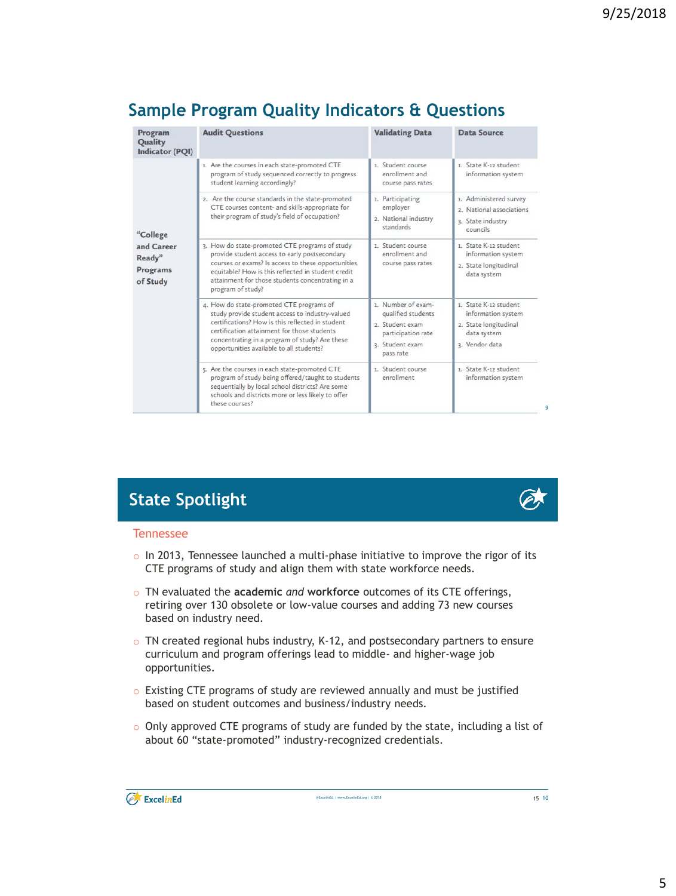## Sample Program Quality Indicators & Questions

| Program Quality Indicator (PQI) | Audit Questions | Validating Data | Data Source |
|---|---|---|---|
| "College and Career Ready" Programs of Study | 1. Are the courses in each state-promoted CTE program of study sequenced correctly to progress student learning accordingly? | 1. Student course enrollment and course pass rates | 1. State K-12 student information system |
| | 2. Are the course standards in the state-promoted CTE courses content- and skills-appropriate for their program of study's field of occupation? | 1. Participating employer<br>2. National industry standards | 1. Administered survey<br>2. National associations<br>3. State industry councils |
| | 3. How do state-promoted CTE programs of study provide student access to early postsecondary courses or exams? Is access to these opportunities equitable? How is this reflected in student credit attainment for those students concentrating in a program of study? | 1. Student course enrollment and course pass rates | 1. State K-12 student information system<br>2. State longitudinal data system |
| | 4. How do state-promoted CTE programs of study provide student access to industry-valued certifications? How is this reflected in student certification attainment for those students concentrating in a program of study? Are these opportunities available to all students? | 1. Number of exam-qualified students<br>2. Student exam participation rate<br>3. Student exam pass rate | 1. State K-12 student information system<br>2. State longitudinal data system<br>3. Vendor data |
| | 5. Are the courses in each state-promoted CTE program of study being offered/taught to students sequentially by local school districts? Are some schools and districts more or less likely to offer these courses? | 1. Student course enrollment | 1. State K-12 student information system |

## State Spotlight

### Tennessee

- In 2013, Tennessee launched a multi-phase initiative to improve the rigor of its CTE programs of study and align them with state workforce needs.
- TN evaluated the **academic *and* workforce** outcomes of its CTE offerings, retiring over 130 obsolete or low-value courses and adding 73 new courses based on industry need.
- TN created regional hubs industry, K-12, and postsecondary partners to ensure curriculum and program offerings lead to middle- and higher-wage job opportunities.
- Existing CTE programs of study are reviewed annually and must be justified based on student outcomes and business/industry needs.
- Only approved CTE programs of study are funded by the state, including a list of about 60 "state-promoted" industry-recognized credentials.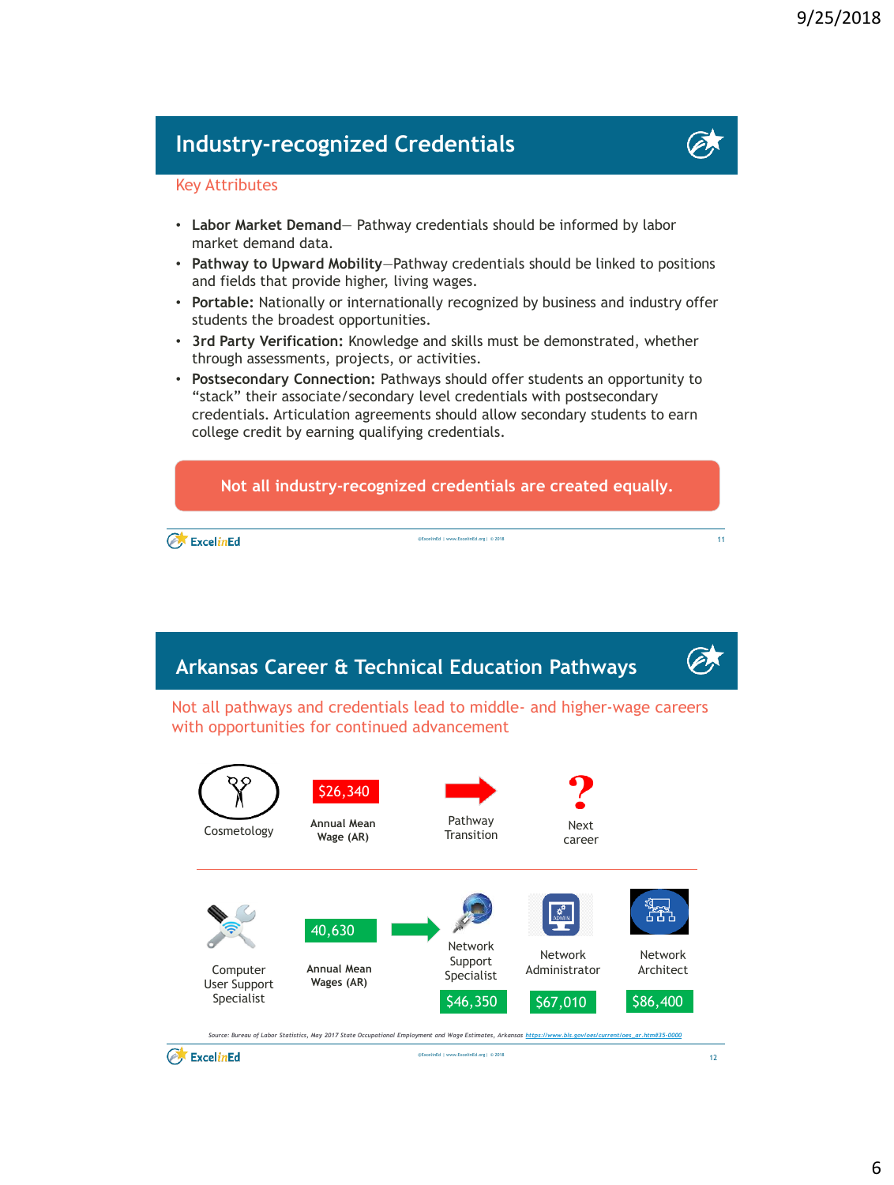## Industry-recognized Credentials

Key Attributes

- **Labor Market Demand**— Pathway credentials should be informed by labor market demand data.
- **Pathway to Upward Mobility**—Pathway credentials should be linked to positions and fields that provide higher, living wages.
- **Portable:** Nationally or internationally recognized by business and industry offer students the broadest opportunities.
- **3rd Party Verification:** Knowledge and skills must be demonstrated, whether through assessments, projects, or activities.
- **Postsecondary Connection:** Pathways should offer students an opportunity to "stack" their associate/secondary level credentials with postsecondary credentials. Articulation agreements should allow secondary students to earn college credit by earning qualifying credentials.

**Not all industry-recognized credentials are created equally.**

## Arkansas Career & Technical Education Pathways

Not all pathways and credentials lead to middle- and higher-wage careers with opportunities for continued advancement

Cosmetology — $26,340 Annual Mean Wage (AR) → Pathway Transition → ? Next career

Computer User Support Specialist — 40,630 Annual Mean Wages (AR) → Network Support Specialist $46,350 | Network Administrator $67,010 | Network Architect $86,400

*Source: Bureau of Labor Statistics, May 2017 State Occupational Employment and Wage Estimates, Arkansas https://www.bls.gov/oes/current/oes_ar.htm#15-0000*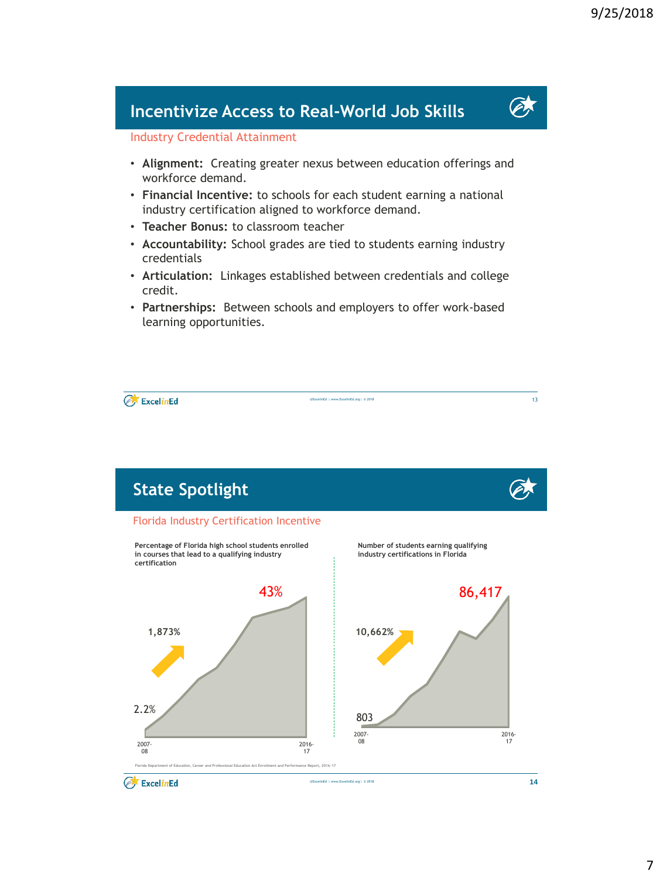## Incentivize Access to Real-World Job Skills

Industry Credential Attainment

- **Alignment:** Creating greater nexus between education offerings and workforce demand.
- **Financial Incentive:** to schools for each student earning a national industry certification aligned to workforce demand.
- **Teacher Bonus:** to classroom teacher
- **Accountability:** School grades are tied to students earning industry credentials
- **Articulation:** Linkages established between credentials and college credit.
- **Partnerships:** Between schools and employers to offer work-based learning opportunities.

## State Spotlight

Florida Industry Certification Incentive

**Percentage of Florida high school students enrolled in courses that lead to a qualifying industry certification**

2.2% (2007-08) → 43% (2016-17)

1,873%

**Number of students earning qualifying industry certifications in Florida**

803 (2007-08) → 86,417 (2016-17)

10,662%

Florida Department of Education, Career and Professional Education Act Enrollment and Performance Report, 2016-17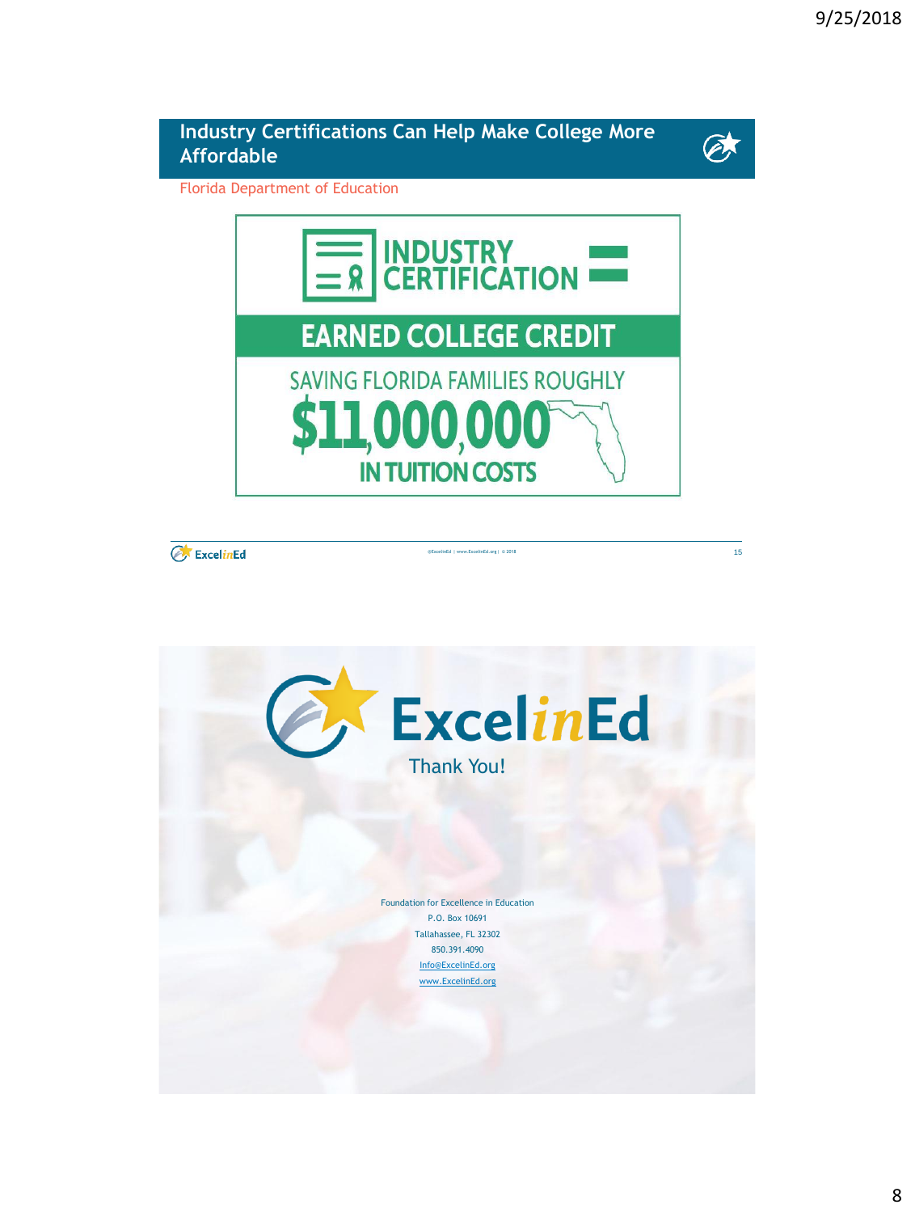## Industry Certifications Can Help Make College More Affordable

Florida Department of Education

INDUSTRY CERTIFICATION =

EARNED COLLEGE CREDIT

SAVING FLORIDA FAMILIES ROUGHLY

$11,000,000

IN TUITION COSTS

---

# ExcelinEd

Thank You!

Foundation for Excellence in Education
P.O. Box 10691
Tallahassee, FL 32302
850.391.4090
Info@ExcelinEd.org
www.ExcelinEd.org